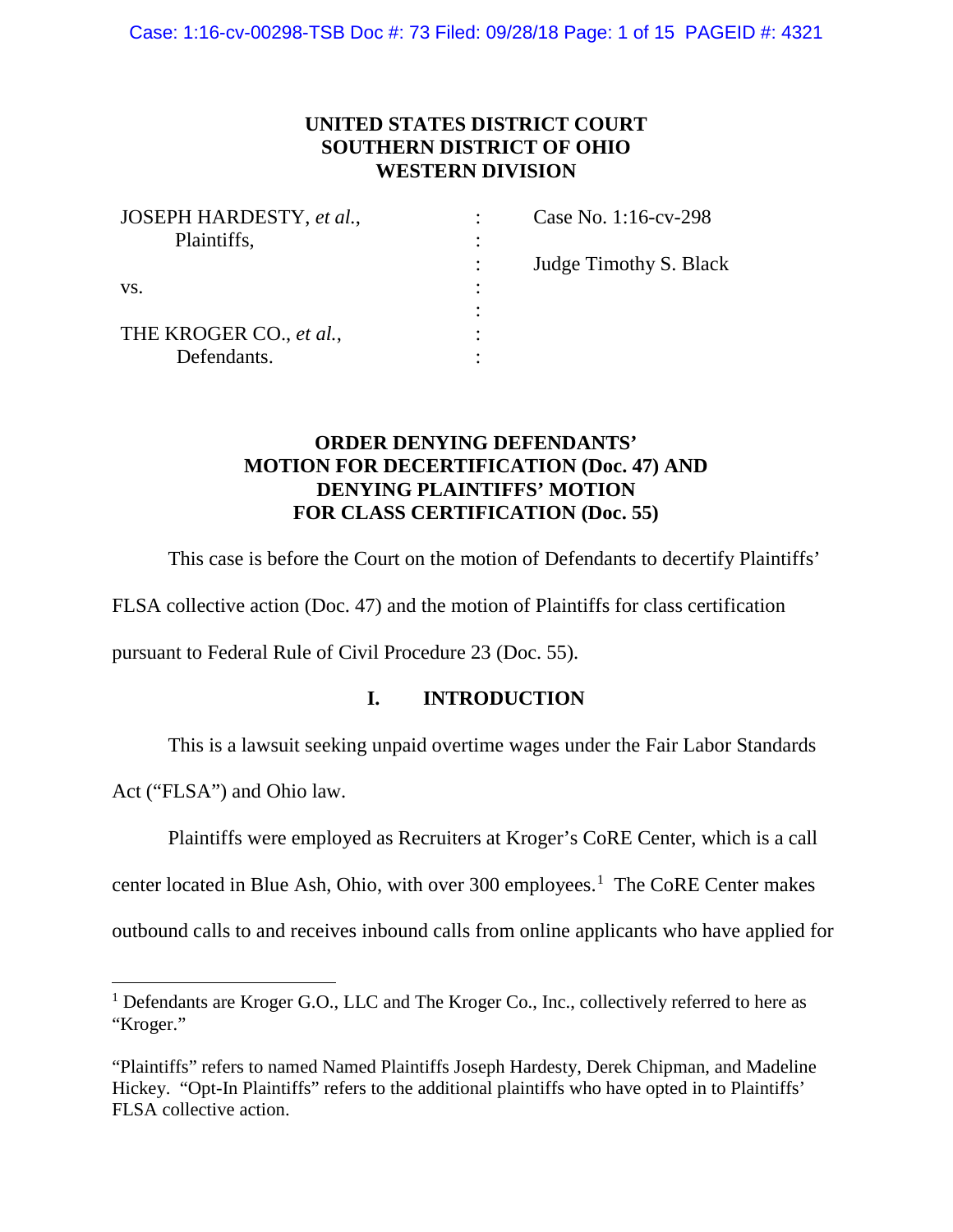**UNITED STATES DISTRICT COURT**
**SOUTHERN DISTRICT OF OHIO**
**WESTERN DIVISION**

| | | |
|---|---|---|
| JOSEPH HARDESTY, *et al.*, Plaintiffs, | : | Case No. 1:16-cv-298 |
| | : | Judge Timothy S. Black |
| vs. | : | |
| THE KROGER CO., *et al.*, Defendants. | : | |

**ORDER DENYING DEFENDANTS' MOTION FOR DECERTIFICATION (Doc. 47) AND DENYING PLAINTIFFS' MOTION FOR CLASS CERTIFICATION (Doc. 55)**

This case is before the Court on the motion of Defendants to decertify Plaintiffs' FLSA collective action (Doc. 47) and the motion of Plaintiffs for class certification pursuant to Federal Rule of Civil Procedure 23 (Doc. 55).

## I. INTRODUCTION

This is a lawsuit seeking unpaid overtime wages under the Fair Labor Standards Act ("FLSA") and Ohio law.

Plaintiffs were employed as Recruiters at Kroger's CoRE Center, which is a call center located in Blue Ash, Ohio, with over 300 employees.[1] The CoRE Center makes outbound calls to and receives inbound calls from online applicants who have applied for

---

[1] Defendants are Kroger G.O., LLC and The Kroger Co., Inc., collectively referred to here as "Kroger."

"Plaintiffs" refers to named Named Plaintiffs Joseph Hardesty, Derek Chipman, and Madeline Hickey. "Opt-In Plaintiffs" refers to the additional plaintiffs who have opted in to Plaintiffs' FLSA collective action.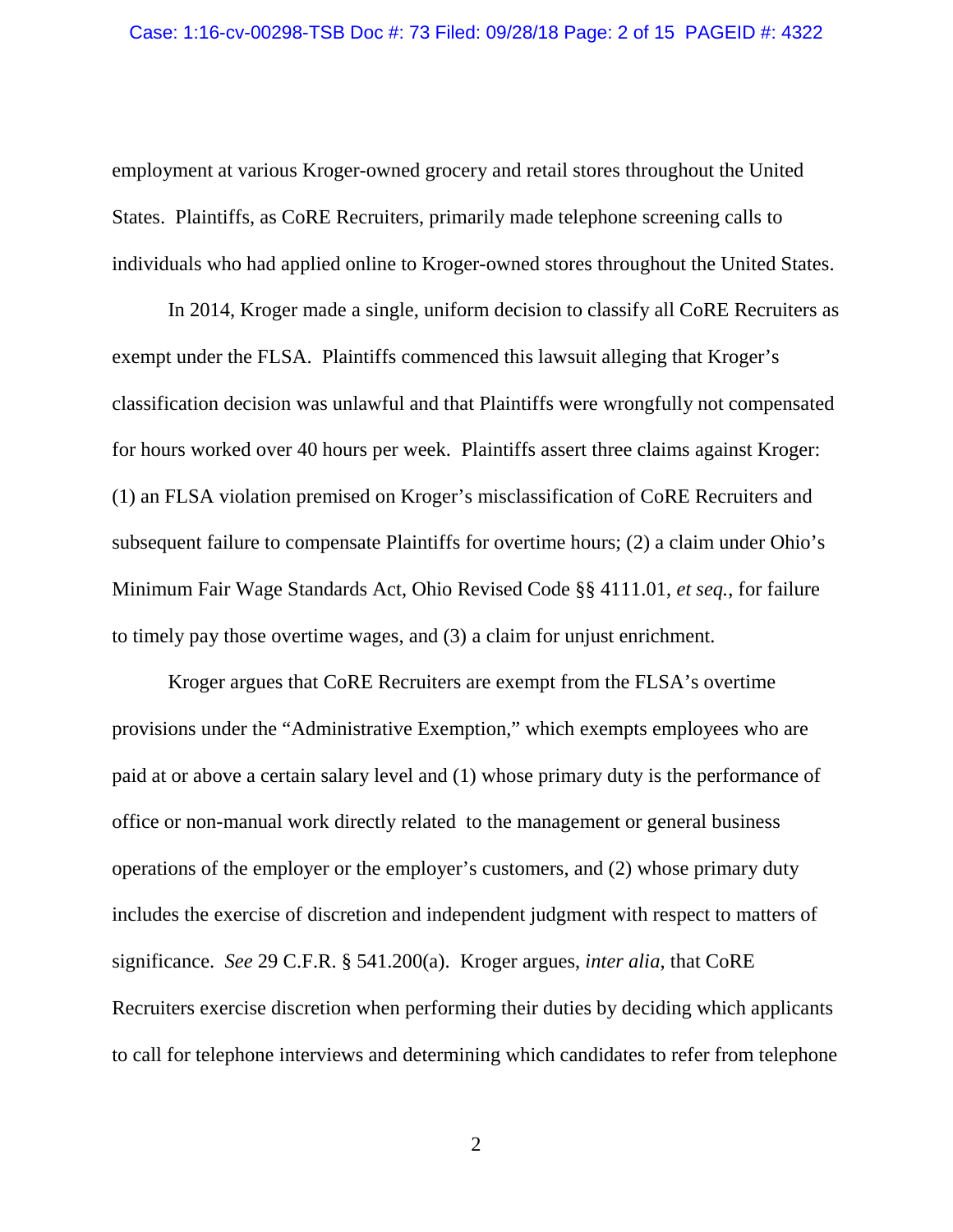employment at various Kroger-owned grocery and retail stores throughout the United States. Plaintiffs, as CoRE Recruiters, primarily made telephone screening calls to individuals who had applied online to Kroger-owned stores throughout the United States.

In 2014, Kroger made a single, uniform decision to classify all CoRE Recruiters as exempt under the FLSA. Plaintiffs commenced this lawsuit alleging that Kroger's classification decision was unlawful and that Plaintiffs were wrongfully not compensated for hours worked over 40 hours per week. Plaintiffs assert three claims against Kroger: (1) an FLSA violation premised on Kroger's misclassification of CoRE Recruiters and subsequent failure to compensate Plaintiffs for overtime hours; (2) a claim under Ohio's Minimum Fair Wage Standards Act, Ohio Revised Code §§ 4111.01, *et seq.*, for failure to timely pay those overtime wages, and (3) a claim for unjust enrichment.

Kroger argues that CoRE Recruiters are exempt from the FLSA's overtime provisions under the "Administrative Exemption," which exempts employees who are paid at or above a certain salary level and (1) whose primary duty is the performance of office or non-manual work directly related to the management or general business operations of the employer or the employer's customers, and (2) whose primary duty includes the exercise of discretion and independent judgment with respect to matters of significance. *See* 29 C.F.R. § 541.200(a). Kroger argues, *inter alia*, that CoRE Recruiters exercise discretion when performing their duties by deciding which applicants to call for telephone interviews and determining which candidates to refer from telephone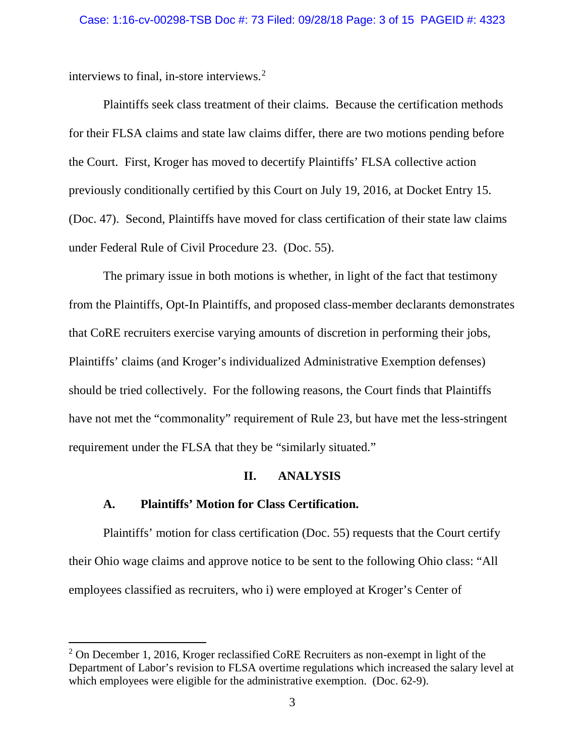interviews to final, in-store interviews.[2]

Plaintiffs seek class treatment of their claims. Because the certification methods for their FLSA claims and state law claims differ, there are two motions pending before the Court. First, Kroger has moved to decertify Plaintiffs' FLSA collective action previously conditionally certified by this Court on July 19, 2016, at Docket Entry 15. (Doc. 47). Second, Plaintiffs have moved for class certification of their state law claims under Federal Rule of Civil Procedure 23. (Doc. 55).

The primary issue in both motions is whether, in light of the fact that testimony from the Plaintiffs, Opt-In Plaintiffs, and proposed class-member declarants demonstrates that CoRE recruiters exercise varying amounts of discretion in performing their jobs, Plaintiffs' claims (and Kroger's individualized Administrative Exemption defenses) should be tried collectively. For the following reasons, the Court finds that Plaintiffs have not met the "commonality" requirement of Rule 23, but have met the less-stringent requirement under the FLSA that they be "similarly situated."

## II. ANALYSIS

### A. Plaintiffs' Motion for Class Certification.

Plaintiffs' motion for class certification (Doc. 55) requests that the Court certify their Ohio wage claims and approve notice to be sent to the following Ohio class: "All employees classified as recruiters, who i) were employed at Kroger's Center of

---

[2] On December 1, 2016, Kroger reclassified CoRE Recruiters as non-exempt in light of the Department of Labor's revision to FLSA overtime regulations which increased the salary level at which employees were eligible for the administrative exemption. (Doc. 62-9).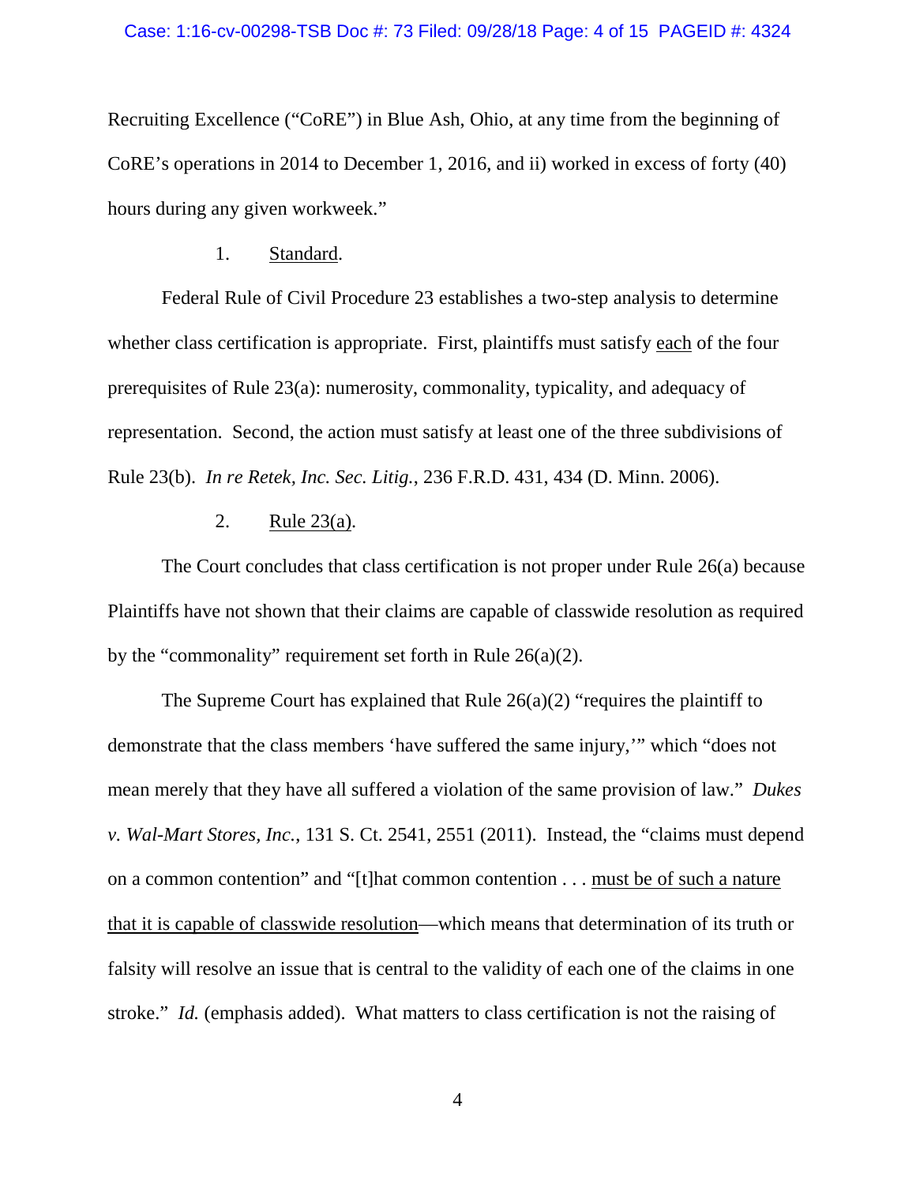Recruiting Excellence ("CoRE") in Blue Ash, Ohio, at any time from the beginning of CoRE's operations in 2014 to December 1, 2016, and ii) worked in excess of forty (40) hours during any given workweek."

1. <u>Standard</u>.

Federal Rule of Civil Procedure 23 establishes a two-step analysis to determine whether class certification is appropriate. First, plaintiffs must satisfy <u>each</u> of the four prerequisites of Rule 23(a): numerosity, commonality, typicality, and adequacy of representation. Second, the action must satisfy at least one of the three subdivisions of Rule 23(b). *In re Retek, Inc. Sec. Litig.*, 236 F.R.D. 431, 434 (D. Minn. 2006).

2. <u>Rule 23(a)</u>.

The Court concludes that class certification is not proper under Rule 26(a) because Plaintiffs have not shown that their claims are capable of classwide resolution as required by the "commonality" requirement set forth in Rule 26(a)(2).

The Supreme Court has explained that Rule 26(a)(2) "requires the plaintiff to demonstrate that the class members 'have suffered the same injury,'" which "does not mean merely that they have all suffered a violation of the same provision of law." *Dukes v. Wal-Mart Stores, Inc.*, 131 S. Ct. 2541, 2551 (2011). Instead, the "claims must depend on a common contention" and "[t]hat common contention . . . <u>must be of such a nature that it is capable of classwide resolution</u>—which means that determination of its truth or falsity will resolve an issue that is central to the validity of each one of the claims in one stroke." *Id.* (emphasis added). What matters to class certification is not the raising of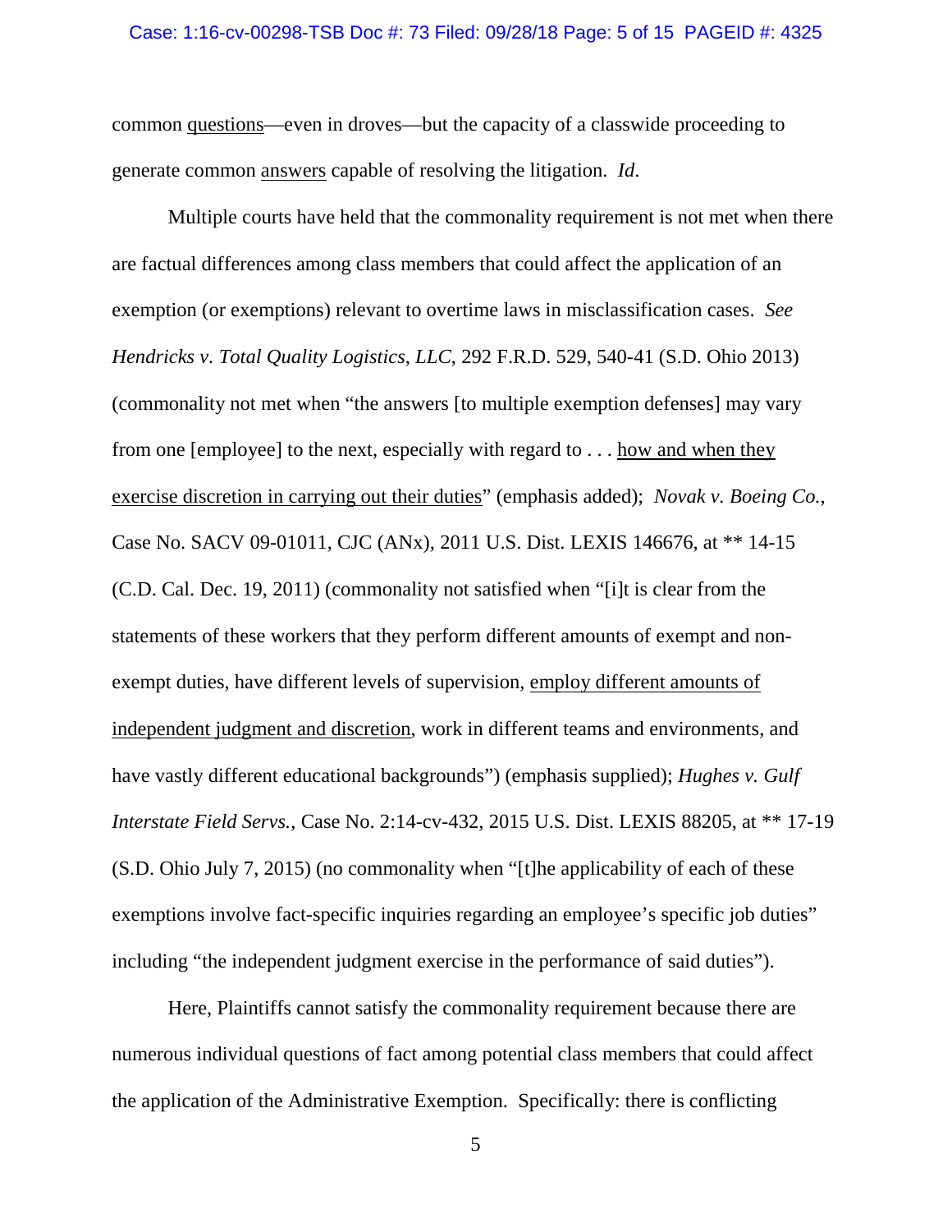common <u>questions</u>—even in droves—but the capacity of a classwide proceeding to generate common <u>answers</u> capable of resolving the litigation. *Id*.

Multiple courts have held that the commonality requirement is not met when there are factual differences among class members that could affect the application of an exemption (or exemptions) relevant to overtime laws in misclassification cases. *See Hendricks v. Total Quality Logistics, LLC*, 292 F.R.D. 529, 540-41 (S.D. Ohio 2013) (commonality not met when "the answers [to multiple exemption defenses] may vary from one [employee] to the next, especially with regard to . . . <u>how and when they exercise discretion in carrying out their duties</u>" (emphasis added); *Novak v. Boeing Co.*, Case No. SACV 09-01011, CJC (ANx), 2011 U.S. Dist. LEXIS 146676, at ** 14-15 (C.D. Cal. Dec. 19, 2011) (commonality not satisfied when "[i]t is clear from the statements of these workers that they perform different amounts of exempt and non-exempt duties, have different levels of supervision, <u>employ different amounts of independent judgment and discretion</u>, work in different teams and environments, and have vastly different educational backgrounds") (emphasis supplied); *Hughes v. Gulf Interstate Field Servs.*, Case No. 2:14-cv-432, 2015 U.S. Dist. LEXIS 88205, at ** 17-19 (S.D. Ohio July 7, 2015) (no commonality when "[t]he applicability of each of these exemptions involve fact-specific inquiries regarding an employee's specific job duties" including "the independent judgment exercise in the performance of said duties").

Here, Plaintiffs cannot satisfy the commonality requirement because there are numerous individual questions of fact among potential class members that could affect the application of the Administrative Exemption. Specifically: there is conflicting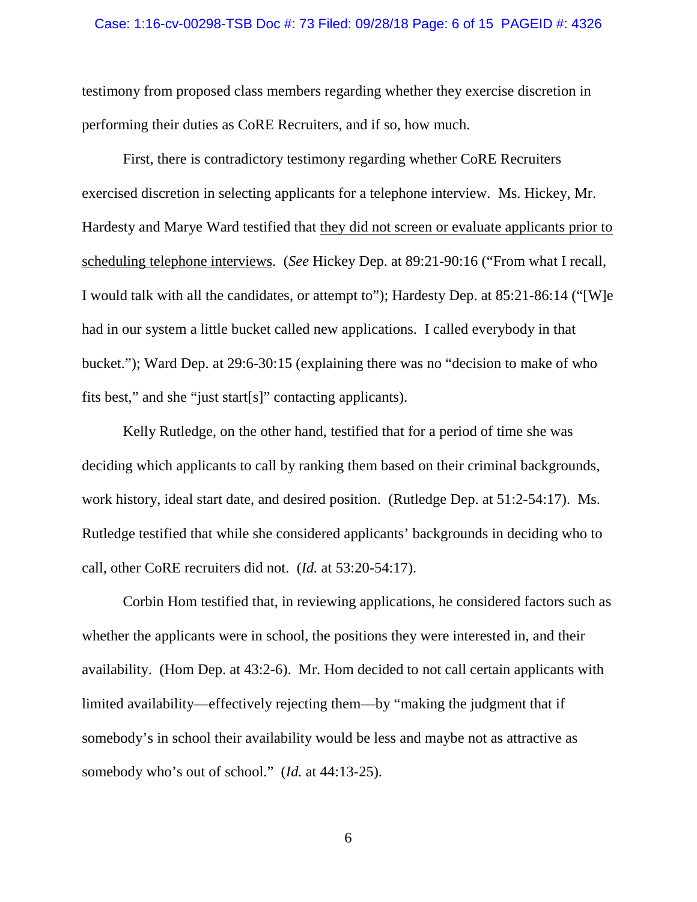testimony from proposed class members regarding whether they exercise discretion in performing their duties as CoRE Recruiters, and if so, how much.

First, there is contradictory testimony regarding whether CoRE Recruiters exercised discretion in selecting applicants for a telephone interview. Ms. Hickey, Mr. Hardesty and Marye Ward testified that <u>they did not screen or evaluate applicants prior to scheduling telephone interviews</u>. (*See* Hickey Dep. at 89:21-90:16 ("From what I recall, I would talk with all the candidates, or attempt to"); Hardesty Dep. at 85:21-86:14 ("[W]e had in our system a little bucket called new applications. I called everybody in that bucket."); Ward Dep. at 29:6-30:15 (explaining there was no "decision to make of who fits best," and she "just start[s]" contacting applicants).

Kelly Rutledge, on the other hand, testified that for a period of time she was deciding which applicants to call by ranking them based on their criminal backgrounds, work history, ideal start date, and desired position. (Rutledge Dep. at 51:2-54:17). Ms. Rutledge testified that while she considered applicants' backgrounds in deciding who to call, other CoRE recruiters did not. (*Id.* at 53:20-54:17).

Corbin Hom testified that, in reviewing applications, he considered factors such as whether the applicants were in school, the positions they were interested in, and their availability. (Hom Dep. at 43:2-6). Mr. Hom decided to not call certain applicants with limited availability—effectively rejecting them—by "making the judgment that if somebody's in school their availability would be less and maybe not as attractive as somebody who's out of school." (*Id.* at 44:13-25).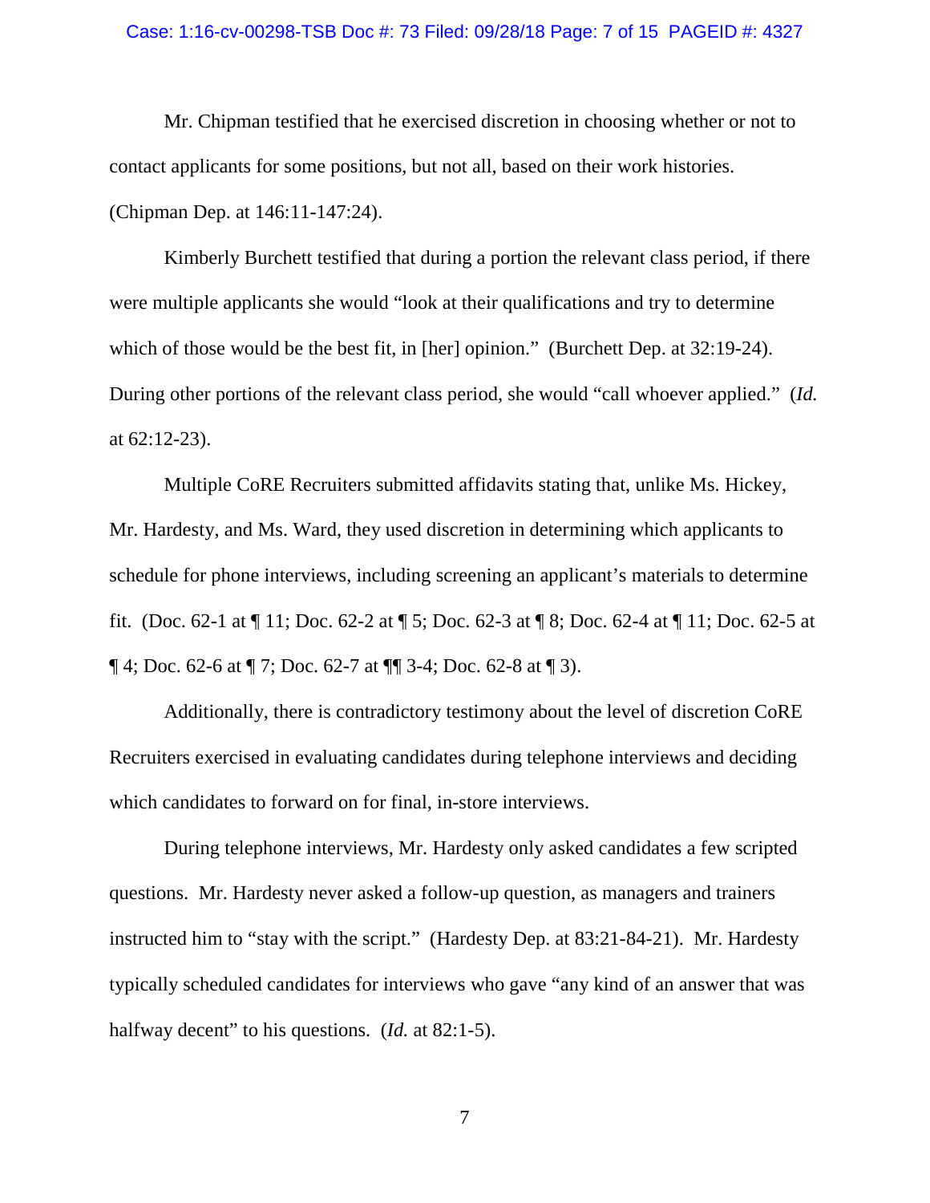Mr. Chipman testified that he exercised discretion in choosing whether or not to contact applicants for some positions, but not all, based on their work histories. (Chipman Dep. at 146:11-147:24).

Kimberly Burchett testified that during a portion the relevant class period, if there were multiple applicants she would "look at their qualifications and try to determine which of those would be the best fit, in [her] opinion." (Burchett Dep. at 32:19-24). During other portions of the relevant class period, she would "call whoever applied." (*Id.* at 62:12-23).

Multiple CoRE Recruiters submitted affidavits stating that, unlike Ms. Hickey, Mr. Hardesty, and Ms. Ward, they used discretion in determining which applicants to schedule for phone interviews, including screening an applicant's materials to determine fit. (Doc. 62-1 at ¶ 11; Doc. 62-2 at ¶ 5; Doc. 62-3 at ¶ 8; Doc. 62-4 at ¶ 11; Doc. 62-5 at ¶ 4; Doc. 62-6 at ¶ 7; Doc. 62-7 at ¶¶ 3-4; Doc. 62-8 at ¶ 3).

Additionally, there is contradictory testimony about the level of discretion CoRE Recruiters exercised in evaluating candidates during telephone interviews and deciding which candidates to forward on for final, in-store interviews.

During telephone interviews, Mr. Hardesty only asked candidates a few scripted questions. Mr. Hardesty never asked a follow-up question, as managers and trainers instructed him to "stay with the script." (Hardesty Dep. at 83:21-84-21). Mr. Hardesty typically scheduled candidates for interviews who gave "any kind of an answer that was halfway decent" to his questions. (*Id.* at 82:1-5).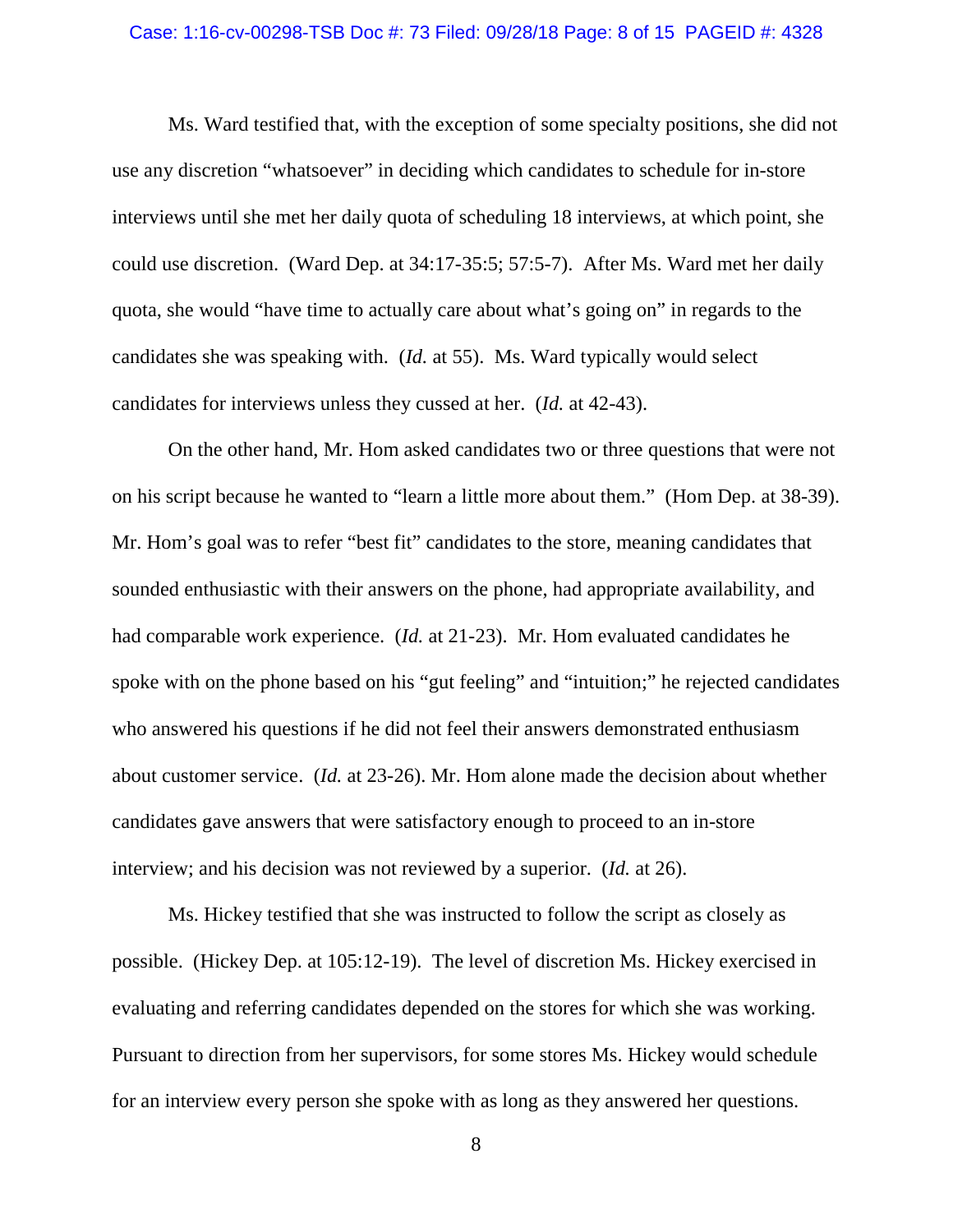Ms. Ward testified that, with the exception of some specialty positions, she did not use any discretion "whatsoever" in deciding which candidates to schedule for in-store interviews until she met her daily quota of scheduling 18 interviews, at which point, she could use discretion. (Ward Dep. at 34:17-35:5; 57:5-7). After Ms. Ward met her daily quota, she would "have time to actually care about what's going on" in regards to the candidates she was speaking with. (*Id.* at 55). Ms. Ward typically would select candidates for interviews unless they cussed at her. (*Id.* at 42-43).

On the other hand, Mr. Hom asked candidates two or three questions that were not on his script because he wanted to "learn a little more about them." (Hom Dep. at 38-39). Mr. Hom's goal was to refer "best fit" candidates to the store, meaning candidates that sounded enthusiastic with their answers on the phone, had appropriate availability, and had comparable work experience. (*Id.* at 21-23). Mr. Hom evaluated candidates he spoke with on the phone based on his "gut feeling" and "intuition;" he rejected candidates who answered his questions if he did not feel their answers demonstrated enthusiasm about customer service. (*Id.* at 23-26). Mr. Hom alone made the decision about whether candidates gave answers that were satisfactory enough to proceed to an in-store interview; and his decision was not reviewed by a superior. (*Id.* at 26).

Ms. Hickey testified that she was instructed to follow the script as closely as possible. (Hickey Dep. at 105:12-19). The level of discretion Ms. Hickey exercised in evaluating and referring candidates depended on the stores for which she was working. Pursuant to direction from her supervisors, for some stores Ms. Hickey would schedule for an interview every person she spoke with as long as they answered her questions.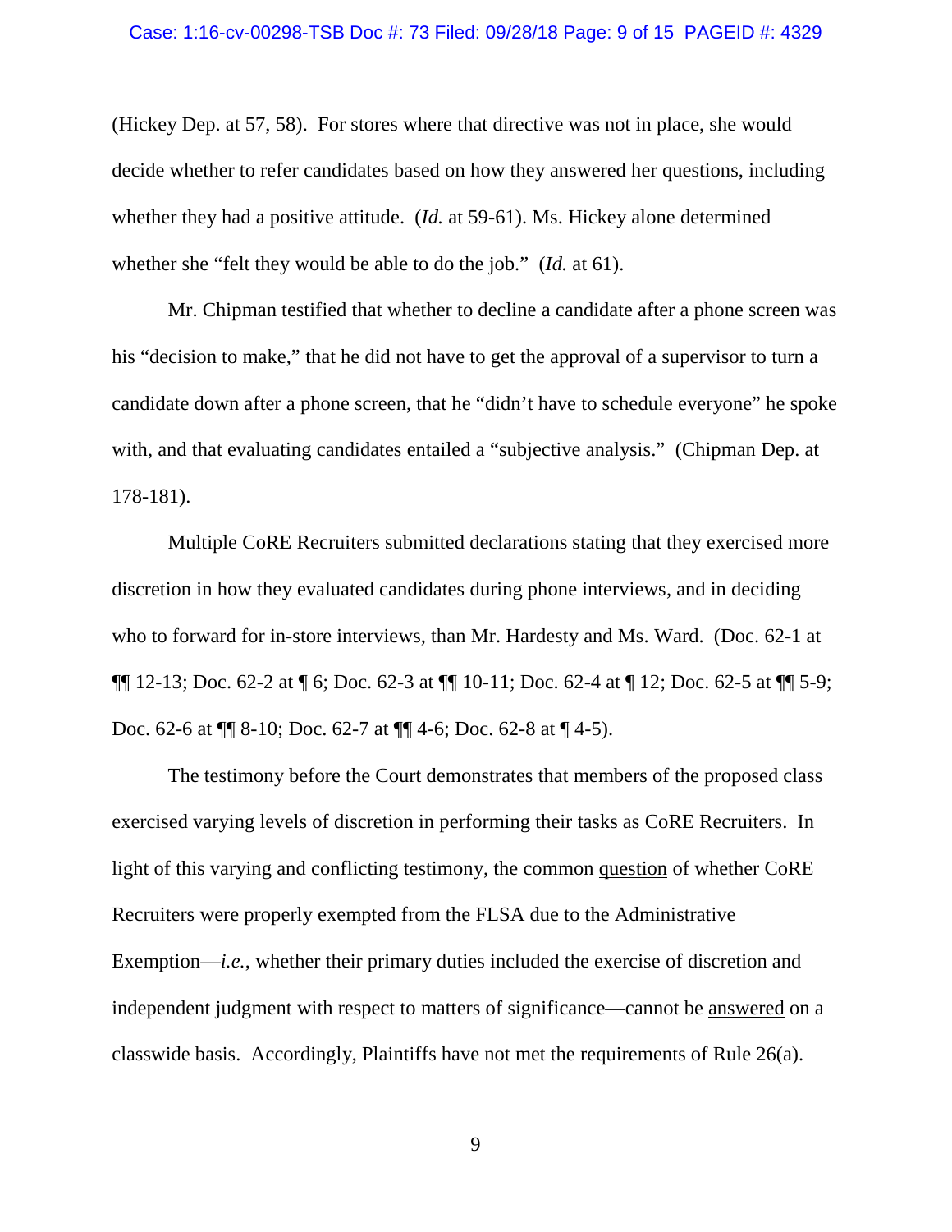(Hickey Dep. at 57, 58). For stores where that directive was not in place, she would decide whether to refer candidates based on how they answered her questions, including whether they had a positive attitude. (*Id.* at 59-61). Ms. Hickey alone determined whether she "felt they would be able to do the job." (*Id.* at 61).

Mr. Chipman testified that whether to decline a candidate after a phone screen was his "decision to make," that he did not have to get the approval of a supervisor to turn a candidate down after a phone screen, that he "didn't have to schedule everyone" he spoke with, and that evaluating candidates entailed a "subjective analysis." (Chipman Dep. at 178-181).

Multiple CoRE Recruiters submitted declarations stating that they exercised more discretion in how they evaluated candidates during phone interviews, and in deciding who to forward for in-store interviews, than Mr. Hardesty and Ms. Ward. (Doc. 62-1 at ¶¶ 12-13; Doc. 62-2 at ¶ 6; Doc. 62-3 at ¶¶ 10-11; Doc. 62-4 at ¶ 12; Doc. 62-5 at ¶¶ 5-9; Doc. 62-6 at ¶¶ 8-10; Doc. 62-7 at ¶¶ 4-6; Doc. 62-8 at ¶ 4-5).

The testimony before the Court demonstrates that members of the proposed class exercised varying levels of discretion in performing their tasks as CoRE Recruiters. In light of this varying and conflicting testimony, the common <u>question</u> of whether CoRE Recruiters were properly exempted from the FLSA due to the Administrative Exemption—*i.e.*, whether their primary duties included the exercise of discretion and independent judgment with respect to matters of significance—cannot be <u>answered</u> on a classwide basis. Accordingly, Plaintiffs have not met the requirements of Rule 26(a).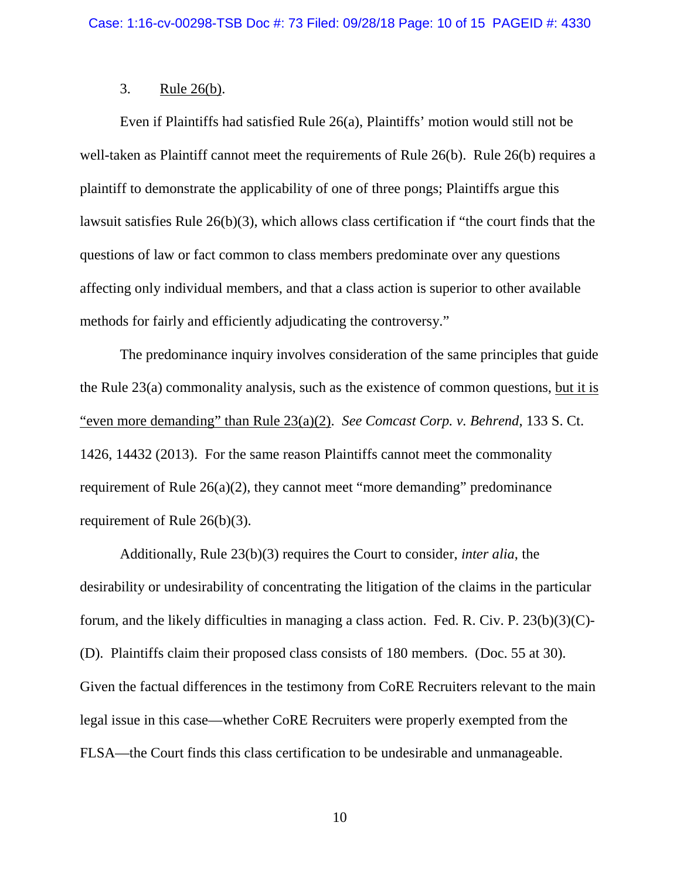3. <u>Rule 26(b)</u>.

Even if Plaintiffs had satisfied Rule 26(a), Plaintiffs' motion would still not be well-taken as Plaintiff cannot meet the requirements of Rule 26(b). Rule 26(b) requires a plaintiff to demonstrate the applicability of one of three pongs; Plaintiffs argue this lawsuit satisfies Rule 26(b)(3), which allows class certification if "the court finds that the questions of law or fact common to class members predominate over any questions affecting only individual members, and that a class action is superior to other available methods for fairly and efficiently adjudicating the controversy."

The predominance inquiry involves consideration of the same principles that guide the Rule 23(a) commonality analysis, such as the existence of common questions, <u>but it is "even more demanding" than Rule 23(a)(2)</u>. *See Comcast Corp. v. Behrend*, 133 S. Ct. 1426, 14432 (2013). For the same reason Plaintiffs cannot meet the commonality requirement of Rule 26(a)(2), they cannot meet "more demanding" predominance requirement of Rule 26(b)(3).

Additionally, Rule 23(b)(3) requires the Court to consider, *inter alia*, the desirability or undesirability of concentrating the litigation of the claims in the particular forum, and the likely difficulties in managing a class action. Fed. R. Civ. P. 23(b)(3)(C)-(D). Plaintiffs claim their proposed class consists of 180 members. (Doc. 55 at 30). Given the factual differences in the testimony from CoRE Recruiters relevant to the main legal issue in this case—whether CoRE Recruiters were properly exempted from the FLSA—the Court finds this class certification to be undesirable and unmanageable.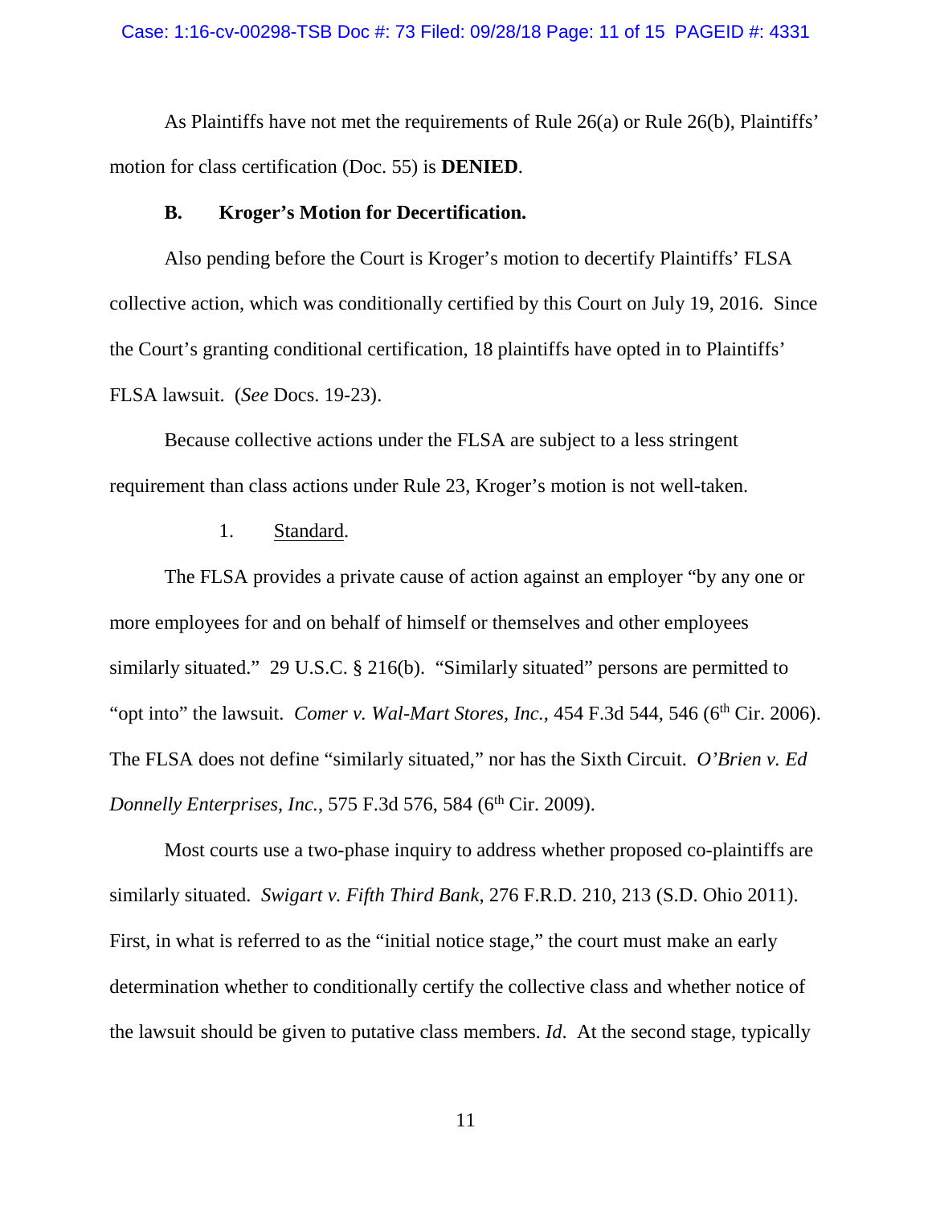As Plaintiffs have not met the requirements of Rule 26(a) or Rule 26(b), Plaintiffs' motion for class certification (Doc. 55) is **DENIED**.

### B. Kroger's Motion for Decertification.

Also pending before the Court is Kroger's motion to decertify Plaintiffs' FLSA collective action, which was conditionally certified by this Court on July 19, 2016. Since the Court's granting conditional certification, 18 plaintiffs have opted in to Plaintiffs' FLSA lawsuit. (*See* Docs. 19-23).

Because collective actions under the FLSA are subject to a less stringent requirement than class actions under Rule 23, Kroger's motion is not well-taken.

#### 1. Standard.

The FLSA provides a private cause of action against an employer "by any one or more employees for and on behalf of himself or themselves and other employees similarly situated." 29 U.S.C. § 216(b). "Similarly situated" persons are permitted to "opt into" the lawsuit. *Comer v. Wal-Mart Stores, Inc.*, 454 F.3d 544, 546 (6th Cir. 2006). The FLSA does not define "similarly situated," nor has the Sixth Circuit. *O'Brien v. Ed Donnelly Enterprises, Inc.*, 575 F.3d 576, 584 (6th Cir. 2009).

Most courts use a two-phase inquiry to address whether proposed co-plaintiffs are similarly situated. *Swigart v. Fifth Third Bank*, 276 F.R.D. 210, 213 (S.D. Ohio 2011). First, in what is referred to as the "initial notice stage," the court must make an early determination whether to conditionally certify the collective class and whether notice of the lawsuit should be given to putative class members. *Id*. At the second stage, typically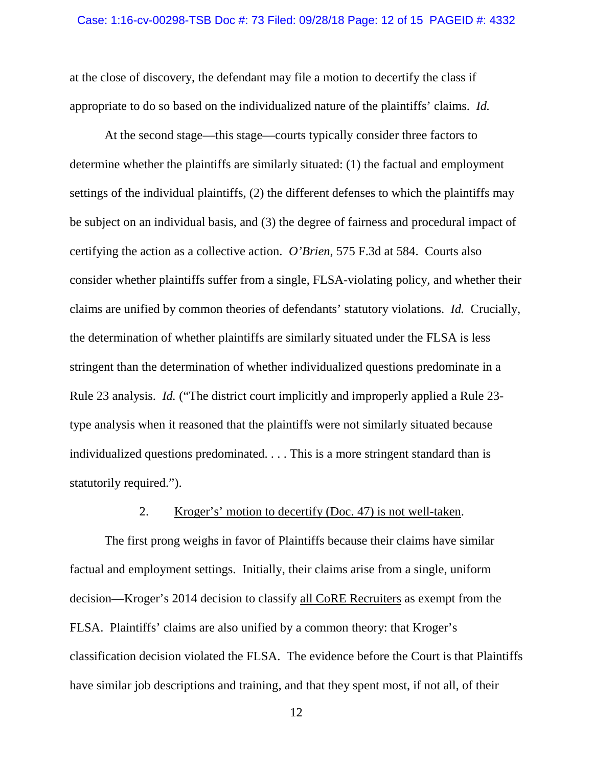at the close of discovery, the defendant may file a motion to decertify the class if appropriate to do so based on the individualized nature of the plaintiffs' claims. *Id.*

At the second stage—this stage—courts typically consider three factors to determine whether the plaintiffs are similarly situated: (1) the factual and employment settings of the individual plaintiffs, (2) the different defenses to which the plaintiffs may be subject on an individual basis, and (3) the degree of fairness and procedural impact of certifying the action as a collective action. *O'Brien*, 575 F.3d at 584. Courts also consider whether plaintiffs suffer from a single, FLSA-violating policy, and whether their claims are unified by common theories of defendants' statutory violations. *Id.* Crucially, the determination of whether plaintiffs are similarly situated under the FLSA is less stringent than the determination of whether individualized questions predominate in a Rule 23 analysis. *Id.* ("The district court implicitly and improperly applied a Rule 23-type analysis when it reasoned that the plaintiffs were not similarly situated because individualized questions predominated. . . . This is a more stringent standard than is statutorily required.").

2. <u>Kroger's' motion to decertify (Doc. 47) is not well-taken</u>.

The first prong weighs in favor of Plaintiffs because their claims have similar factual and employment settings. Initially, their claims arise from a single, uniform decision—Kroger's 2014 decision to classify <u>all CoRE Recruiters</u> as exempt from the FLSA. Plaintiffs' claims are also unified by a common theory: that Kroger's classification decision violated the FLSA. The evidence before the Court is that Plaintiffs have similar job descriptions and training, and that they spent most, if not all, of their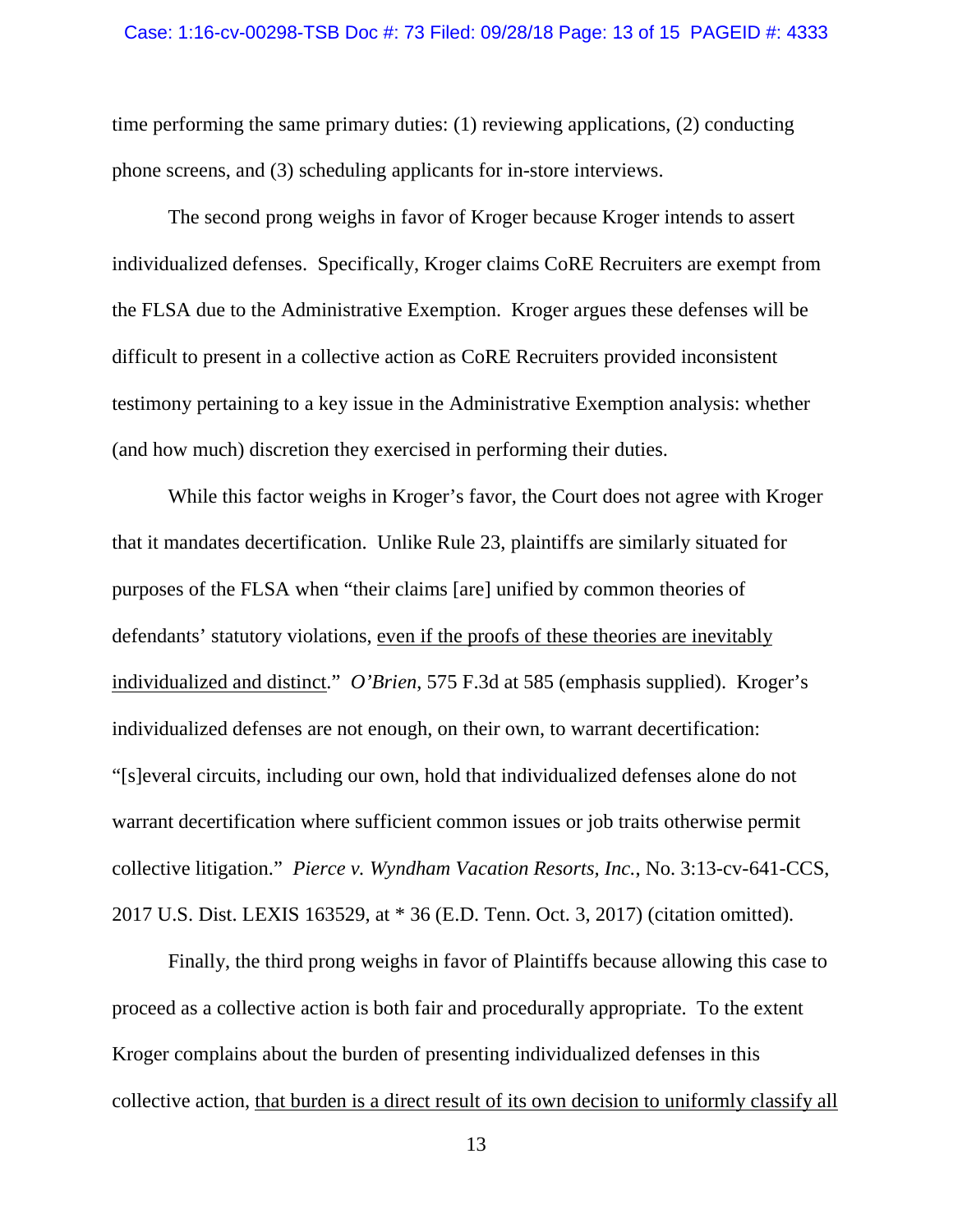time performing the same primary duties: (1) reviewing applications, (2) conducting phone screens, and (3) scheduling applicants for in-store interviews.

The second prong weighs in favor of Kroger because Kroger intends to assert individualized defenses. Specifically, Kroger claims CoRE Recruiters are exempt from the FLSA due to the Administrative Exemption. Kroger argues these defenses will be difficult to present in a collective action as CoRE Recruiters provided inconsistent testimony pertaining to a key issue in the Administrative Exemption analysis: whether (and how much) discretion they exercised in performing their duties.

While this factor weighs in Kroger's favor, the Court does not agree with Kroger that it mandates decertification. Unlike Rule 23, plaintiffs are similarly situated for purposes of the FLSA when "their claims [are] unified by common theories of defendants' statutory violations, <u>even if the proofs of these theories are inevitably individualized and distinct</u>." *O'Brien*, 575 F.3d at 585 (emphasis supplied). Kroger's individualized defenses are not enough, on their own, to warrant decertification: "[s]everal circuits, including our own, hold that individualized defenses alone do not warrant decertification where sufficient common issues or job traits otherwise permit collective litigation." *Pierce v. Wyndham Vacation Resorts, Inc.*, No. 3:13-cv-641-CCS, 2017 U.S. Dist. LEXIS 163529, at * 36 (E.D. Tenn. Oct. 3, 2017) (citation omitted).

Finally, the third prong weighs in favor of Plaintiffs because allowing this case to proceed as a collective action is both fair and procedurally appropriate. To the extent Kroger complains about the burden of presenting individualized defenses in this collective action, <u>that burden is a direct result of its own decision to uniformly classify all</u>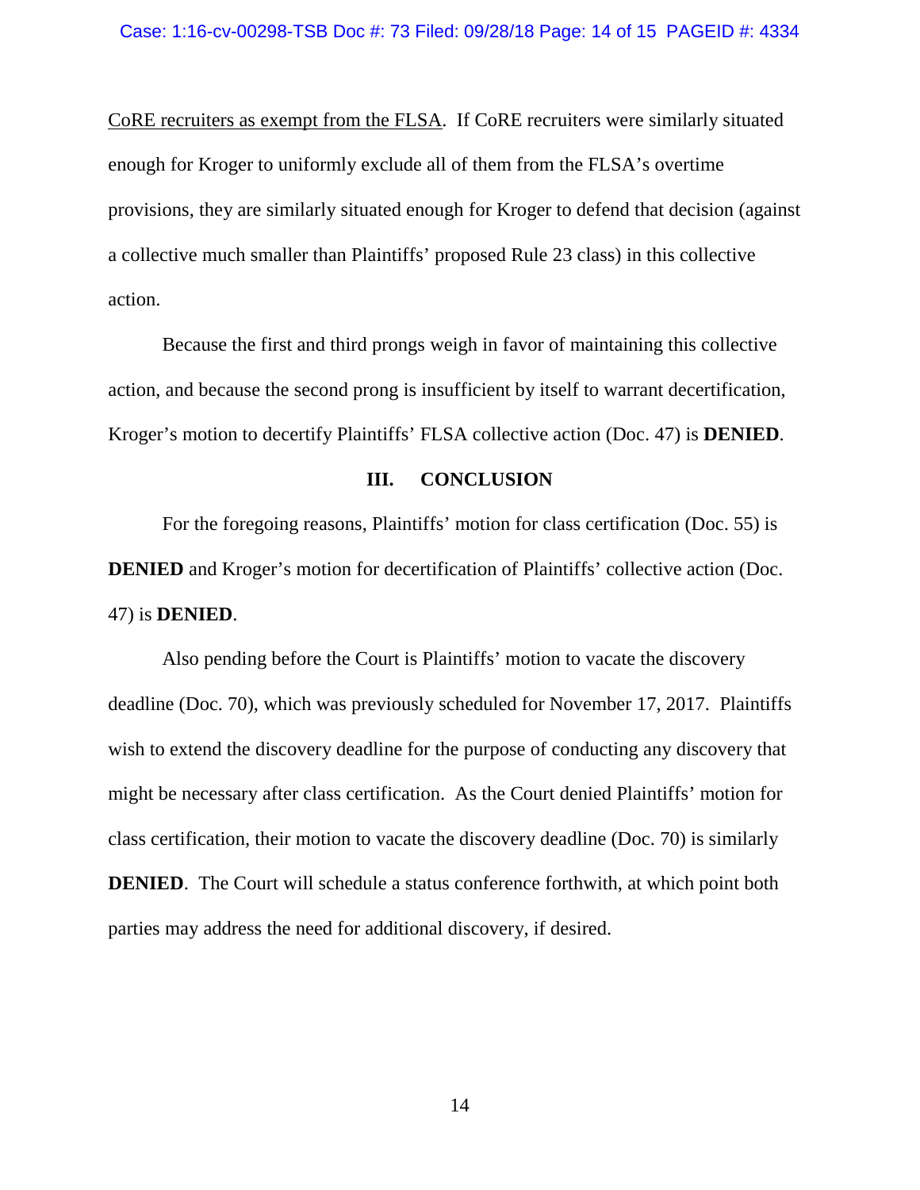CoRE recruiters as exempt from the FLSA. If CoRE recruiters were similarly situated enough for Kroger to uniformly exclude all of them from the FLSA's overtime provisions, they are similarly situated enough for Kroger to defend that decision (against a collective much smaller than Plaintiffs' proposed Rule 23 class) in this collective action.

Because the first and third prongs weigh in favor of maintaining this collective action, and because the second prong is insufficient by itself to warrant decertification, Kroger's motion to decertify Plaintiffs' FLSA collective action (Doc. 47) is **DENIED**.

## III. CONCLUSION

For the foregoing reasons, Plaintiffs' motion for class certification (Doc. 55) is **DENIED** and Kroger's motion for decertification of Plaintiffs' collective action (Doc. 47) is **DENIED**.

Also pending before the Court is Plaintiffs' motion to vacate the discovery deadline (Doc. 70), which was previously scheduled for November 17, 2017. Plaintiffs wish to extend the discovery deadline for the purpose of conducting any discovery that might be necessary after class certification. As the Court denied Plaintiffs' motion for class certification, their motion to vacate the discovery deadline (Doc. 70) is similarly **DENIED**. The Court will schedule a status conference forthwith, at which point both parties may address the need for additional discovery, if desired.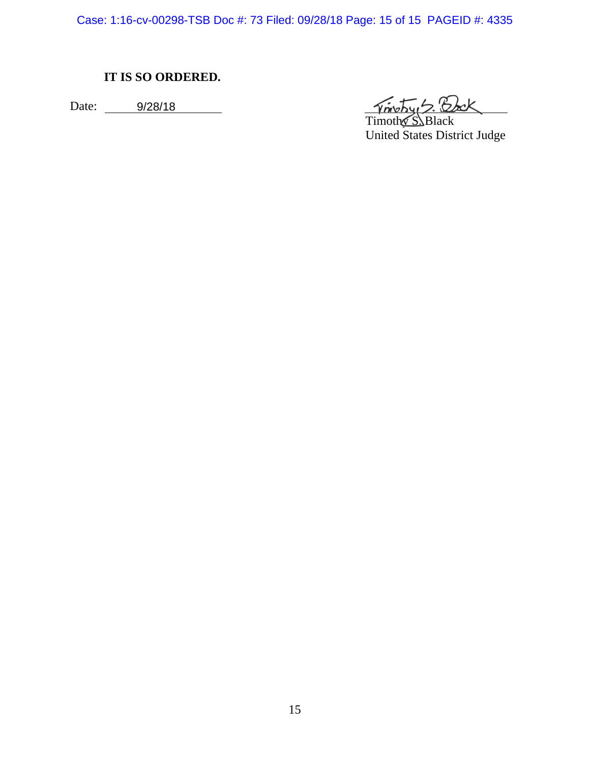**IT IS SO ORDERED.**

Date: 9/28/18

Timothy S. Black
United States District Judge